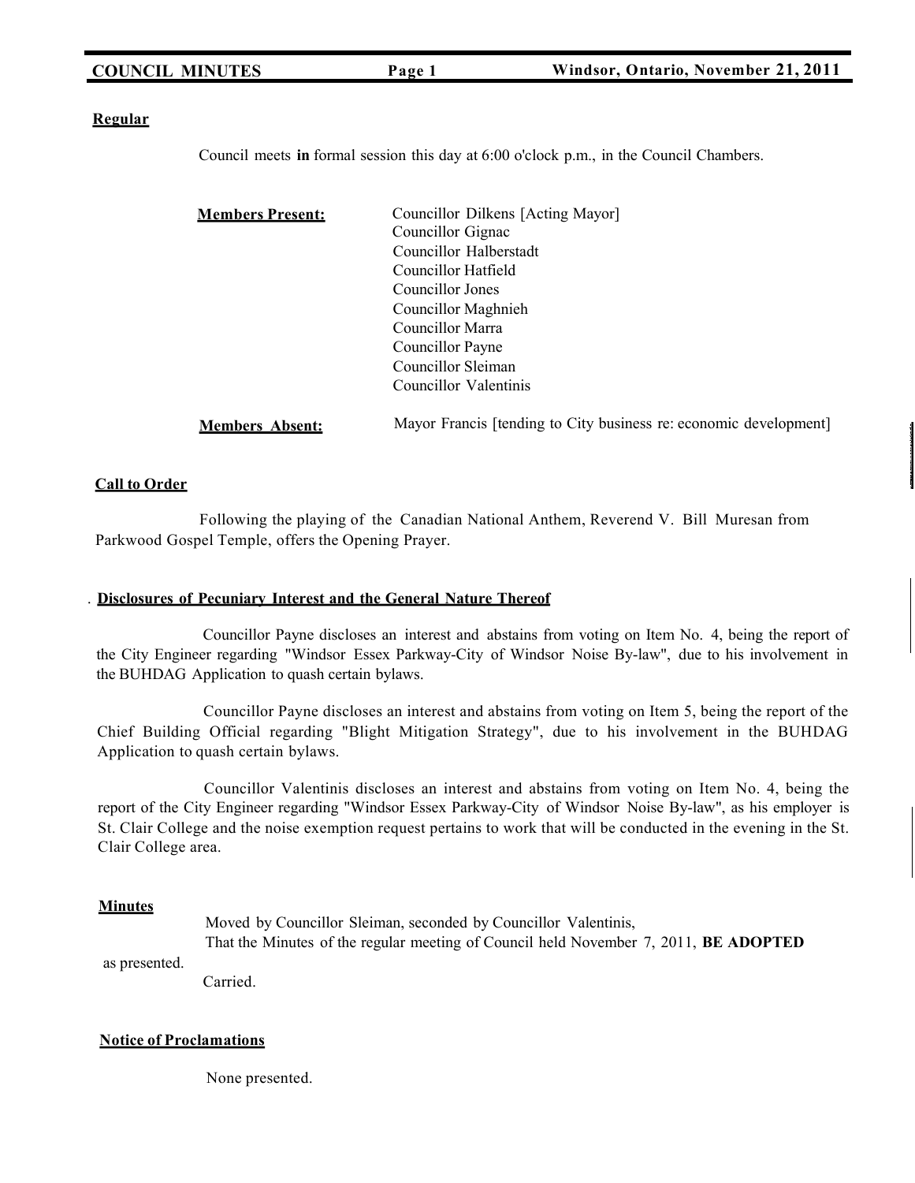**Regular**

Council meets **in** formal session this day at 6:00 o'clock p.m., in the Council Chambers.

**Members Present:**

Councillor Dilkens [Acting Mayor]
Councillor Gignac
Councillor Halberstadt
Councillor Hatfield
Councillor Jones
Councillor Maghnieh
Councillor Marra
Councillor Payne
Councillor Sleiman
Councillor Valentinis

**Members Absent:**

Mayor Francis [tending to City business re: economic development]

**Call to Order**

Following the playing of the Canadian National Anthem, Reverend V. Bill Muresan from Parkwood Gospel Temple, offers the Opening Prayer.

**Disclosures of Pecuniary Interest and the General Nature Thereof**

Councillor Payne discloses an interest and abstains from voting on Item No. 4, being the report of the City Engineer regarding "Windsor Essex Parkway-City of Windsor Noise By-law", due to his involvement in the BUHDAG Application to quash certain bylaws.

Councillor Payne discloses an interest and abstains from voting on Item 5, being the report of the Chief Building Official regarding "Blight Mitigation Strategy", due to his involvement in the BUHDAG Application to quash certain bylaws.

Councillor Valentinis discloses an interest and abstains from voting on Item No. 4, being the report of the City Engineer regarding "Windsor Essex Parkway-City of Windsor Noise By-law", as his employer is St. Clair College and the noise exemption request pertains to work that will be conducted in the evening in the St. Clair College area.

**Minutes**

Moved by Councillor Sleiman, seconded by Councillor Valentinis,
That the Minutes of the regular meeting of Council held November 7, 2011, **BE ADOPTED** as presented.
Carried.

**Notice of Proclamations**

None presented.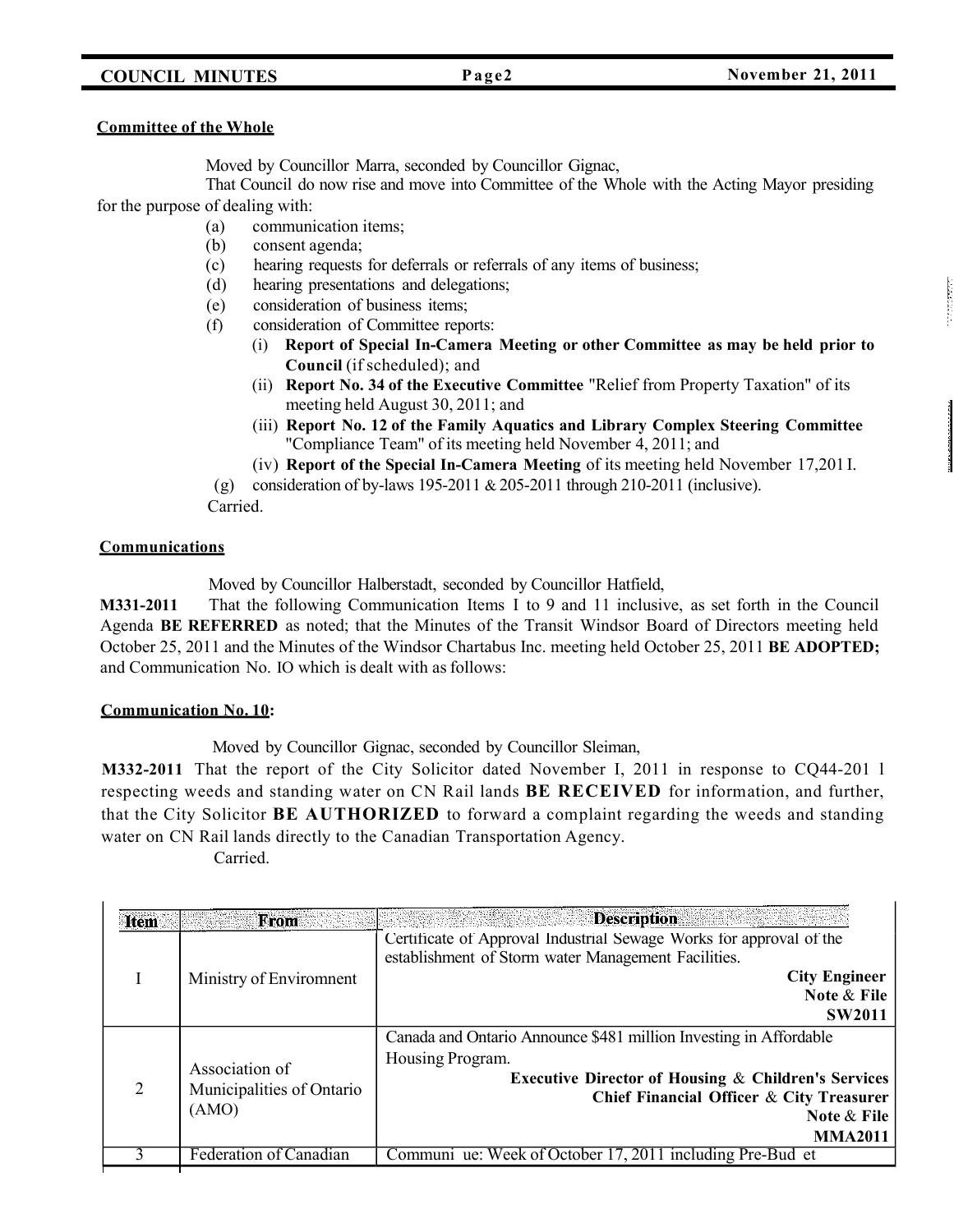**Committee of the Whole**

Moved by Councillor Marra, seconded by Councillor Gignac,

That Council do now rise and move into Committee of the Whole with the Acting Mayor presiding for the purpose of dealing with:

(a) communication items;
(b) consent agenda;
(c) hearing requests for deferrals or referrals of any items of business;
(d) hearing presentations and delegations;
(e) consideration of business items;
(f) consideration of Committee reports:
  (i) **Report of Special In-Camera Meeting or other Committee as may be held prior to Council** (if scheduled); and
  (ii) **Report No. 34 of the Executive Committee** "Relief from Property Taxation" of its meeting held August 30, 2011; and
  (iii) **Report No. 12 of the Family Aquatics and Library Complex Steering Committee** "Compliance Team" of its meeting held November 4, 2011; and
  (iv) **Report of the Special In-Camera Meeting** of its meeting held November 17,201I.
(g) consideration of by-laws 195-2011 & 205-2011 through 210-2011 (inclusive).

Carried.

**Communications**

Moved by Councillor Halberstadt, seconded by Councillor Hatfield,

**M331-2011** That the following Communication Items I to 9 and 11 inclusive, as set forth in the Council Agenda **BE REFERRED** as noted; that the Minutes of the Transit Windsor Board of Directors meeting held October 25, 2011 and the Minutes of the Windsor Chartabus Inc. meeting held October 25, 2011 **BE ADOPTED;** and Communication No. IO which is dealt with as follows:

**Communication No. 10:**

Moved by Councillor Gignac, seconded by Councillor Sleiman,

**M332-2011** That the report of the City Solicitor dated November I, 2011 in response to CQ44-201 l respecting weeds and standing water on CN Rail lands **BE RECEIVED** for information, and further, that the City Solicitor **BE AUTHORIZED** to forward a complaint regarding the weeds and standing water on CN Rail lands directly to the Canadian Transportation Agency.

Carried.

| Item | From | Description |
|---|---|---|
| I | Ministry of Enviromnent | Certificate of Approval Industrial Sewage Works for approval of the establishment of Storm water Management Facilities. **City Engineer** **Note & File** **SW2011** |
| 2 | Association of Municipalities of Ontario (AMO) | Canada and Ontario Announce $481 million Investing in Affordable Housing Program. **Executive Director of Housing & Children's Services** **Chief Financial Officer & City Treasurer** **Note & File** **MMA2011** |
| 3 | Federation of Canadian | Communi ue: Week of October 17, 2011 including Pre-Bud et |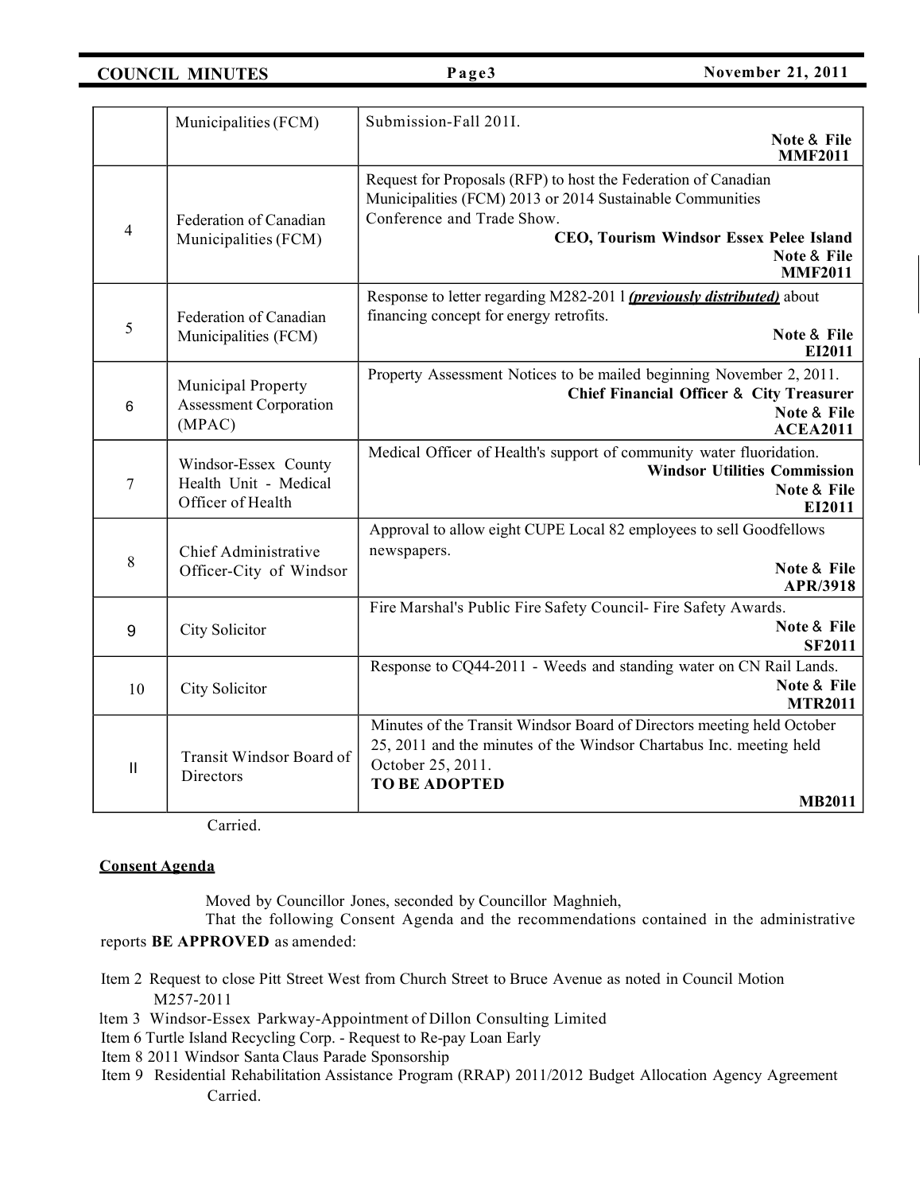| | | |
|---|---|---|
| | Municipalities (FCM) | Submission-Fall 201I. **Note & File MMF2011** |
| 4 | Federation of Canadian Municipalities (FCM) | Request for Proposals (RFP) to host the Federation of Canadian Municipalities (FCM) 2013 or 2014 Sustainable Communities Conference and Trade Show. **CEO, Tourism Windsor Essex Pelee Island Note & File MMF2011** |
| 5 | Federation of Canadian Municipalities (FCM) | Response to letter regarding M282-201 l ***previously distributed*** about financing concept for energy retrofits. **Note & File EI2011** |
| 6 | Municipal Property Assessment Corporation (MPAC) | Property Assessment Notices to be mailed beginning November 2, 2011. **Chief Financial Officer & City Treasurer Note & File ACEA2011** |
| 7 | Windsor-Essex County Health Unit - Medical Officer of Health | Medical Officer of Health's support of community water fluoridation. **Windsor Utilities Commission Note & File EI2011** |
| 8 | Chief Administrative Officer-City of Windsor | Approval to allow eight CUPE Local 82 employees to sell Goodfellows newspapers. **Note & File APR/3918** |
| 9 | City Solicitor | Fire Marshal's Public Fire Safety Council- Fire Safety Awards. **Note & File SF2011** |
| 10 | City Solicitor | Response to CQ44-2011 - Weeds and standing water on CN Rail Lands. **Note & File MTR2011** |
| II | Transit Windsor Board of Directors | Minutes of the Transit Windsor Board of Directors meeting held October 25, 2011 and the minutes of the Windsor Chartabus Inc. meeting held October 25, 2011. **TO BE ADOPTED MB2011** |

Carried.

**Consent Agenda**

Moved by Councillor Jones, seconded by Councillor Maghnieh,

That the following Consent Agenda and the recommendations contained in the administrative reports **BE APPROVED** as amended:

Item 2 Request to close Pitt Street West from Church Street to Bruce Avenue as noted in Council Motion M257-2011

ltem 3 Windsor-Essex Parkway-Appointment of Dillon Consulting Limited

Item 6 Turtle Island Recycling Corp. - Request to Re-pay Loan Early

Item 8 2011 Windsor Santa Claus Parade Sponsorship

Item 9 Residential Rehabilitation Assistance Program (RRAP) 2011/2012 Budget Allocation Agency Agreement

Carried.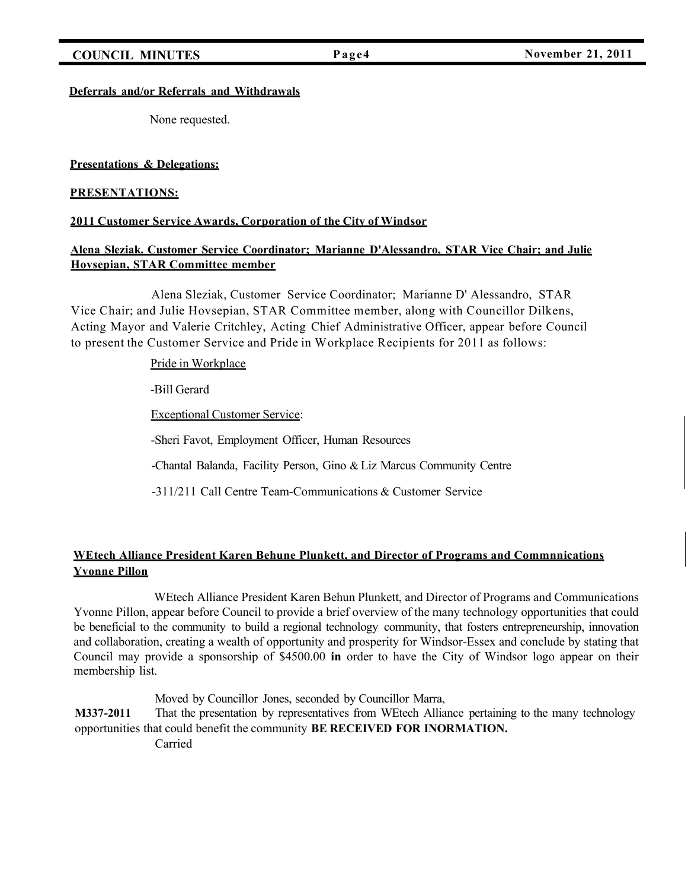**Deferrals and/or Referrals and Withdrawals**

None requested.

**Presentations & Delegations:**

**PRESENTATIONS:**

**2011 Customer Service Awards, Corporation of the City of Windsor**

**Alena Sleziak. Customer Service Coordinator; Marianne D'Alessandro, STAR Vice Chair; and Julie Hovsepian, STAR Committee member**

Alena Sleziak, Customer Service Coordinator; Marianne D' Alessandro, STAR Vice Chair; and Julie Hovsepian, STAR Committee member, along with Councillor Dilkens, Acting Mayor and Valerie Critchley, Acting Chief Administrative Officer, appear before Council to present the Customer Service and Pride in Workplace Recipients for 2011 as follows:

Pride in Workplace

-Bill Gerard

Exceptional Customer Service:

-Sheri Favot, Employment Officer, Human Resources

-Chantal Balanda, Facility Person, Gino & Liz Marcus Community Centre

-311/211 Call Centre Team-Communications & Customer Service

**WEtech Alliance President Karen Behune Plunkett, and Director of Programs and Commnnications Yvonne Pillon**

WEtech Alliance President Karen Behun Plunkett, and Director of Programs and Communications Yvonne Pillon, appear before Council to provide a brief overview of the many technology opportunities that could be beneficial to the community to build a regional technology community, that fosters entrepreneurship, innovation and collaboration, creating a wealth of opportunity and prosperity for Windsor-Essex and conclude by stating that Council may provide a sponsorship of $4500.00 **in** order to have the City of Windsor logo appear on their membership list.

Moved by Councillor Jones, seconded by Councillor Marra,

**M337-2011** That the presentation by representatives from WEtech Alliance pertaining to the many technology opportunities that could benefit the community **BE RECEIVED FOR INORMATION.**

Carried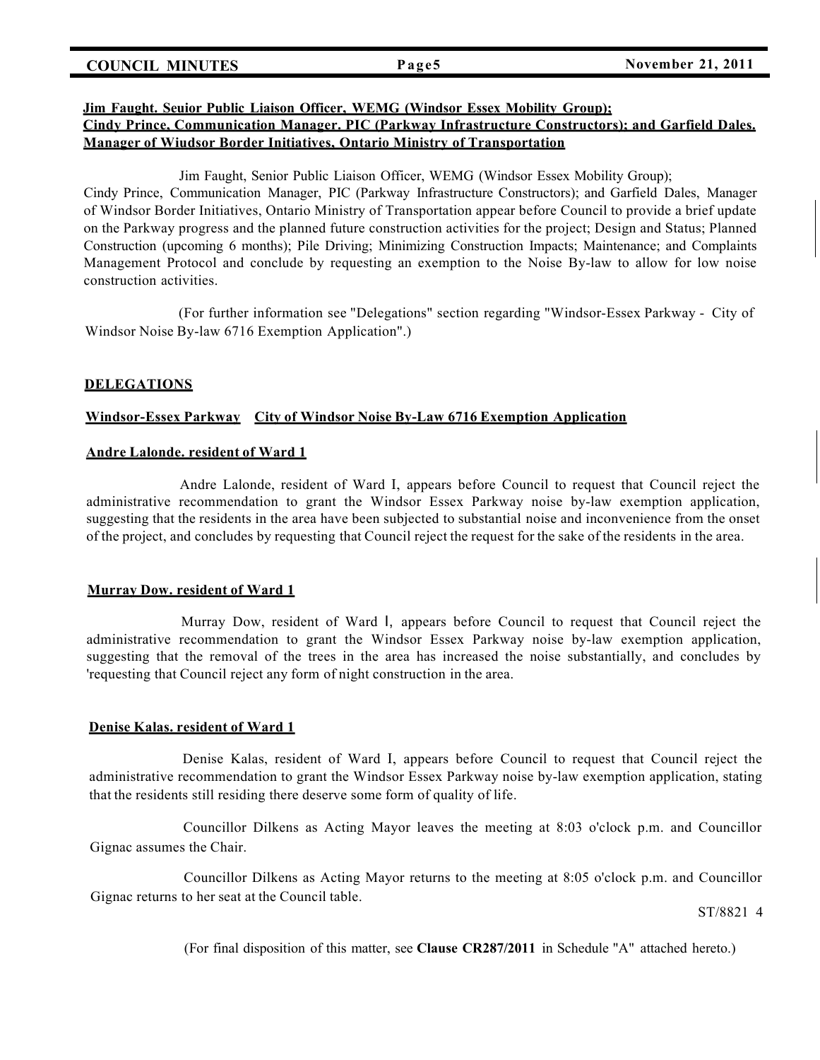**Jim Faught. Seuior Public Liaison Officer, WEMG (Windsor Essex Mobility Group); Cindy Prince, Communication Manager. PIC (Parkway Infrastructure Constructors); and Garfield Dales. Manager of Wiudsor Border Initiatives, Ontario Ministry of Transportation**

Jim Faught, Senior Public Liaison Officer, WEMG (Windsor Essex Mobility Group); Cindy Prince, Communication Manager, PIC (Parkway Infrastructure Constructors); and Garfield Dales, Manager of Windsor Border Initiatives, Ontario Ministry of Transportation appear before Council to provide a brief update on the Parkway progress and the planned future construction activities for the project; Design and Status; Planned Construction (upcoming 6 months); Pile Driving; Minimizing Construction Impacts; Maintenance; and Complaints Management Protocol and conclude by requesting an exemption to the Noise By-law to allow for low noise construction activities.

(For further information see "Delegations" section regarding "Windsor-Essex Parkway - City of Windsor Noise By-law 6716 Exemption Application".)

## DELEGATIONS

**Windsor-Essex Parkway City of Windsor Noise By-Law 6716 Exemption Application**

**Andre Lalonde. resident of Ward 1**

Andre Lalonde, resident of Ward I, appears before Council to request that Council reject the administrative recommendation to grant the Windsor Essex Parkway noise by-law exemption application, suggesting that the residents in the area have been subjected to substantial noise and inconvenience from the onset of the project, and concludes by requesting that Council reject the request for the sake of the residents in the area.

**Murray Dow. resident of Ward 1**

Murray Dow, resident of Ward I, appears before Council to request that Council reject the administrative recommendation to grant the Windsor Essex Parkway noise by-law exemption application, suggesting that the removal of the trees in the area has increased the noise substantially, and concludes by 'requesting that Council reject any form of night construction in the area.

**Denise Kalas. resident of Ward 1**

Denise Kalas, resident of Ward I, appears before Council to request that Council reject the administrative recommendation to grant the Windsor Essex Parkway noise by-law exemption application, stating that the residents still residing there deserve some form of quality of life.

Councillor Dilkens as Acting Mayor leaves the meeting at 8:03 o'clock p.m. and Councillor Gignac assumes the Chair.

Councillor Dilkens as Acting Mayor returns to the meeting at 8:05 o'clock p.m. and Councillor Gignac returns to her seat at the Council table.

ST/8821 4

(For final disposition of this matter, see **Clause CR287/2011** in Schedule "A" attached hereto.)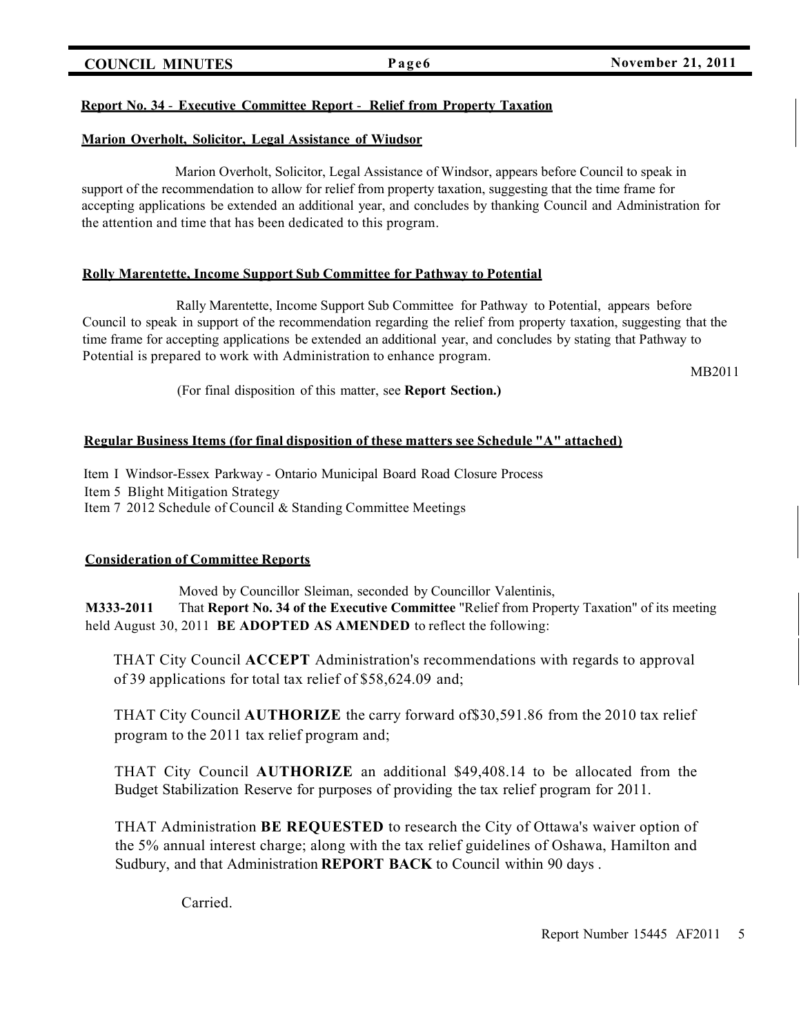**Report No. 34 - Executive Committee Report - Relief from Property Taxation**

**Marion Overholt, Solicitor, Legal Assistance of Wiudsor**

Marion Overholt, Solicitor, Legal Assistance of Windsor, appears before Council to speak in support of the recommendation to allow for relief from property taxation, suggesting that the time frame for accepting applications be extended an additional year, and concludes by thanking Council and Administration for the attention and time that has been dedicated to this program.

**Rolly Marentette, Income Support Sub Committee for Pathway to Potential**

Rally Marentette, Income Support Sub Committee for Pathway to Potential, appears before Council to speak in support of the recommendation regarding the relief from property taxation, suggesting that the time frame for accepting applications be extended an additional year, and concludes by stating that Pathway to Potential is prepared to work with Administration to enhance program.

MB2011

(For final disposition of this matter, see **Report Section.)**

**Regular Business Items (for final disposition of these matters see Schedule "A" attached)**

Item I Windsor-Essex Parkway - Ontario Municipal Board Road Closure Process
Item 5 Blight Mitigation Strategy
Item 7 2012 Schedule of Council & Standing Committee Meetings

**Consideration of Committee Reports**

Moved by Councillor Sleiman, seconded by Councillor Valentinis,

**M333-2011** That **Report No. 34 of the Executive Committee** "Relief from Property Taxation" of its meeting held August 30, 2011 **BE ADOPTED AS AMENDED** to reflect the following:

THAT City Council **ACCEPT** Administration's recommendations with regards to approval of 39 applications for total tax relief of $58,624.09 and;

THAT City Council **AUTHORIZE** the carry forward of$30,591.86 from the 2010 tax relief program to the 2011 tax relief program and;

THAT City Council **AUTHORIZE** an additional $49,408.14 to be allocated from the Budget Stabilization Reserve for purposes of providing the tax relief program for 2011.

THAT Administration **BE REQUESTED** to research the City of Ottawa's waiver option of the 5% annual interest charge; along with the tax relief guidelines of Oshawa, Hamilton and Sudbury, and that Administration **REPORT BACK** to Council within 90 days .

Carried.

Report Number 15445 AF2011 5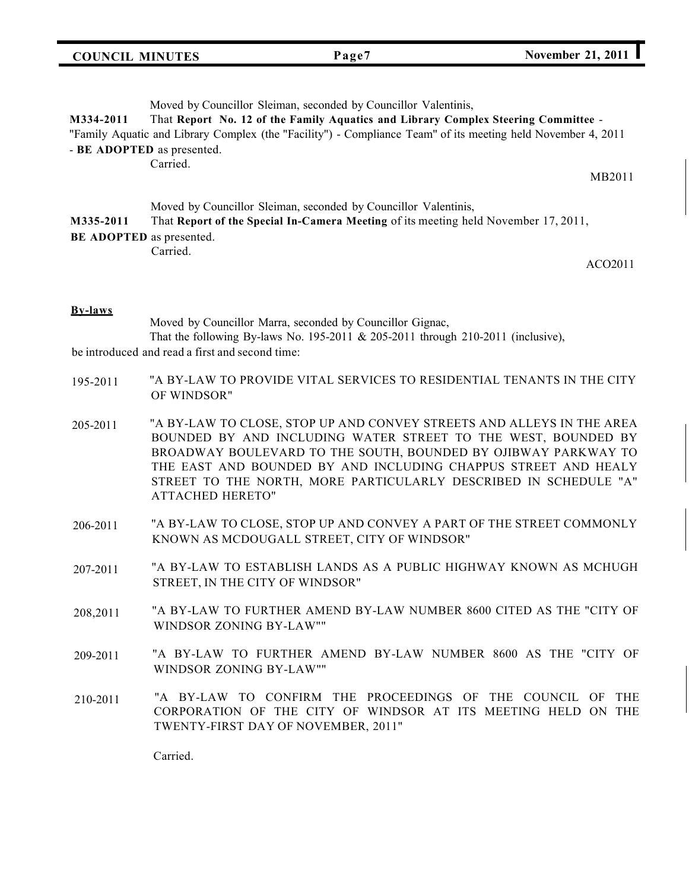Moved by Councillor Sleiman, seconded by Councillor Valentinis,

**M334-2011** That **Report No. 12 of the Family Aquatics and Library Complex Steering Committee** - "Family Aquatic and Library Complex (the "Facility") - Compliance Team" of its meeting held November 4, 2011 - **BE ADOPTED** as presented.

Carried.

MB2011

Moved by Councillor Sleiman, seconded by Councillor Valentinis,

**M335-2011** That **Report of the Special In-Camera Meeting** of its meeting held November 17, 2011, **BE ADOPTED** as presented.

Carried.

ACO2011

**By-laws**

Moved by Councillor Marra, seconded by Councillor Gignac,

That the following By-laws No. 195-2011 & 205-2011 through 210-2011 (inclusive), be introduced and read a first and second time:

195-2011 "A BY-LAW TO PROVIDE VITAL SERVICES TO RESIDENTIAL TENANTS IN THE CITY OF WINDSOR"

205-2011 "A BY-LAW TO CLOSE, STOP UP AND CONVEY STREETS AND ALLEYS IN THE AREA BOUNDED BY AND INCLUDING WATER STREET TO THE WEST, BOUNDED BY BROADWAY BOULEVARD TO THE SOUTH, BOUNDED BY OJIBWAY PARKWAY TO THE EAST AND BOUNDED BY AND INCLUDING CHAPPUS STREET AND HEALY STREET TO THE NORTH, MORE PARTICULARLY DESCRIBED IN SCHEDULE "A" ATTACHED HERETO"

206-2011 "A BY-LAW TO CLOSE, STOP UP AND CONVEY A PART OF THE STREET COMMONLY KNOWN AS MCDOUGALL STREET, CITY OF WINDSOR"

207-2011 "A BY-LAW TO ESTABLISH LANDS AS A PUBLIC HIGHWAY KNOWN AS MCHUGH STREET, IN THE CITY OF WINDSOR"

208,2011 "A BY-LAW TO FURTHER AMEND BY-LAW NUMBER 8600 CITED AS THE "CITY OF WINDSOR ZONING BY-LAW""

209-2011 "A BY-LAW TO FURTHER AMEND BY-LAW NUMBER 8600 AS THE "CITY OF WINDSOR ZONING BY-LAW""

210-2011 "A BY-LAW TO CONFIRM THE PROCEEDINGS OF THE COUNCIL OF THE CORPORATION OF THE CITY OF WINDSOR AT ITS MEETING HELD ON THE TWENTY-FIRST DAY OF NOVEMBER, 2011"

Carried.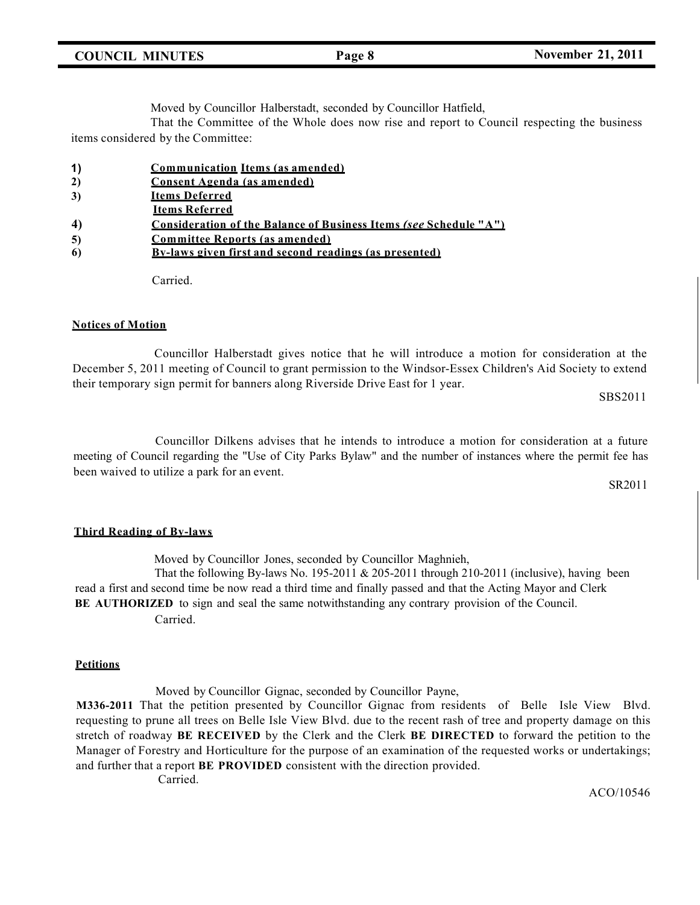Moved by Councillor Halberstadt, seconded by Councillor Hatfield,

That the Committee of the Whole does now rise and report to Council respecting the business items considered by the Committee:

1) **Communication Items (as amended)**
2) **Consent Agenda (as amended)**
3) **Items Deferred**
 **Items Referred**
4) **Consideration of the Balance of Business Items *(see* Schedule "A")**
5) **Committee Reports (as amended)**
6) **By-laws given first and second readings (as presented)**

Carried.

### Notices of Motion

Councillor Halberstadt gives notice that he will introduce a motion for consideration at the December 5, 2011 meeting of Council to grant permission to the Windsor-Essex Children's Aid Society to extend their temporary sign permit for banners along Riverside Drive East for 1 year.

SBS2011

Councillor Dilkens advises that he intends to introduce a motion for consideration at a future meeting of Council regarding the "Use of City Parks Bylaw" and the number of instances where the permit fee has been waived to utilize a park for an event.

SR2011

### Third Reading of By-laws

Moved by Councillor Jones, seconded by Councillor Maghnieh,

That the following By-laws No. 195-2011 & 205-2011 through 210-2011 (inclusive), having been read a first and second time be now read a third time and finally passed and that the Acting Mayor and Clerk **BE AUTHORIZED** to sign and seal the same notwithstanding any contrary provision of the Council.

Carried.

### Petitions

Moved by Councillor Gignac, seconded by Councillor Payne,

**M336-2011** That the petition presented by Councillor Gignac from residents of Belle Isle View Blvd. requesting to prune all trees on Belle Isle View Blvd. due to the recent rash of tree and property damage on this stretch of roadway **BE RECEIVED** by the Clerk and the Clerk **BE DIRECTED** to forward the petition to the Manager of Forestry and Horticulture for the purpose of an examination of the requested works or undertakings; and further that a report **BE PROVIDED** consistent with the direction provided.

Carried.

ACO/10546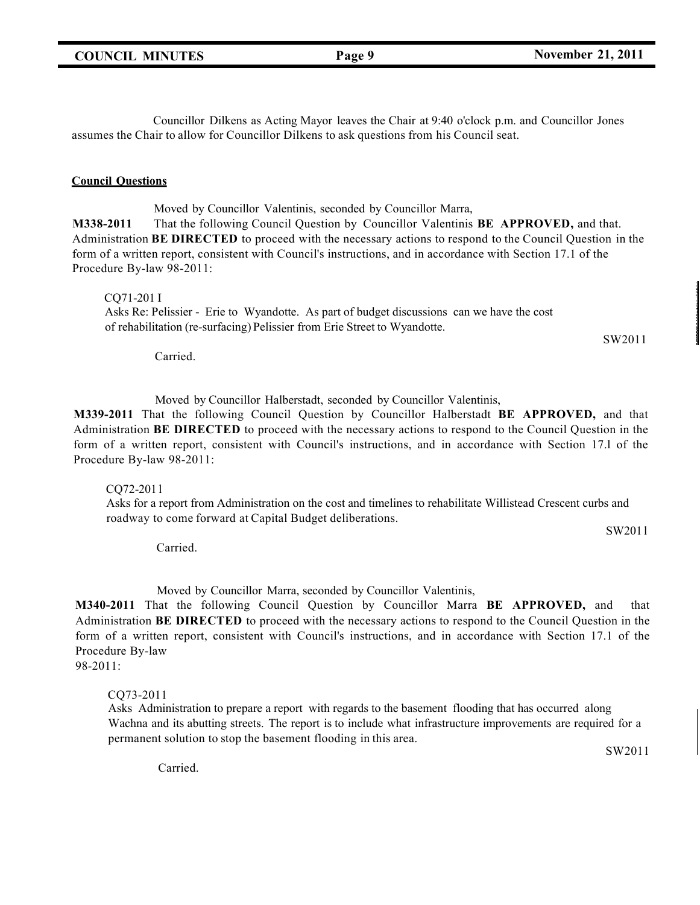Councillor Dilkens as Acting Mayor leaves the Chair at 9:40 o'clock p.m. and Councillor Jones assumes the Chair to allow for Councillor Dilkens to ask questions from his Council seat.

**Council Questions**

Moved by Councillor Valentinis, seconded by Councillor Marra,

**M338-2011** That the following Council Question by Councillor Valentinis **BE APPROVED,** and that. Administration **BE DIRECTED** to proceed with the necessary actions to respond to the Council Question in the form of a written report, consistent with Council's instructions, and in accordance with Section 17.1 of the Procedure By-law 98-2011:

CQ71-201 I
Asks Re: Pelissier - Erie to Wyandotte. As part of budget discussions can we have the cost of rehabilitation (re-surfacing) Pelissier from Erie Street to Wyandotte.

SW2011

Carried.

Moved by Councillor Halberstadt, seconded by Councillor Valentinis,

**M339-2011** That the following Council Question by Councillor Halberstadt **BE APPROVED,** and that Administration **BE DIRECTED** to proceed with the necessary actions to respond to the Council Question in the form of a written report, consistent with Council's instructions, and in accordance with Section 17.l of the Procedure By-law 98-2011:

CQ72-2011
Asks for a report from Administration on the cost and timelines to rehabilitate Willistead Crescent curbs and roadway to come forward at Capital Budget deliberations.

SW2011

Carried.

Moved by Councillor Marra, seconded by Councillor Valentinis,

**M340-2011** That the following Council Question by Councillor Marra **BE APPROVED,** and that Administration **BE DIRECTED** to proceed with the necessary actions to respond to the Council Question in the form of a written report, consistent with Council's instructions, and in accordance with Section 17.1 of the Procedure By-law
98-2011:

CQ73-2011
Asks Administration to prepare a report with regards to the basement flooding that has occurred along Wachna and its abutting streets. The report is to include what infrastructure improvements are required for a permanent solution to stop the basement flooding in this area.

SW2011

Carried.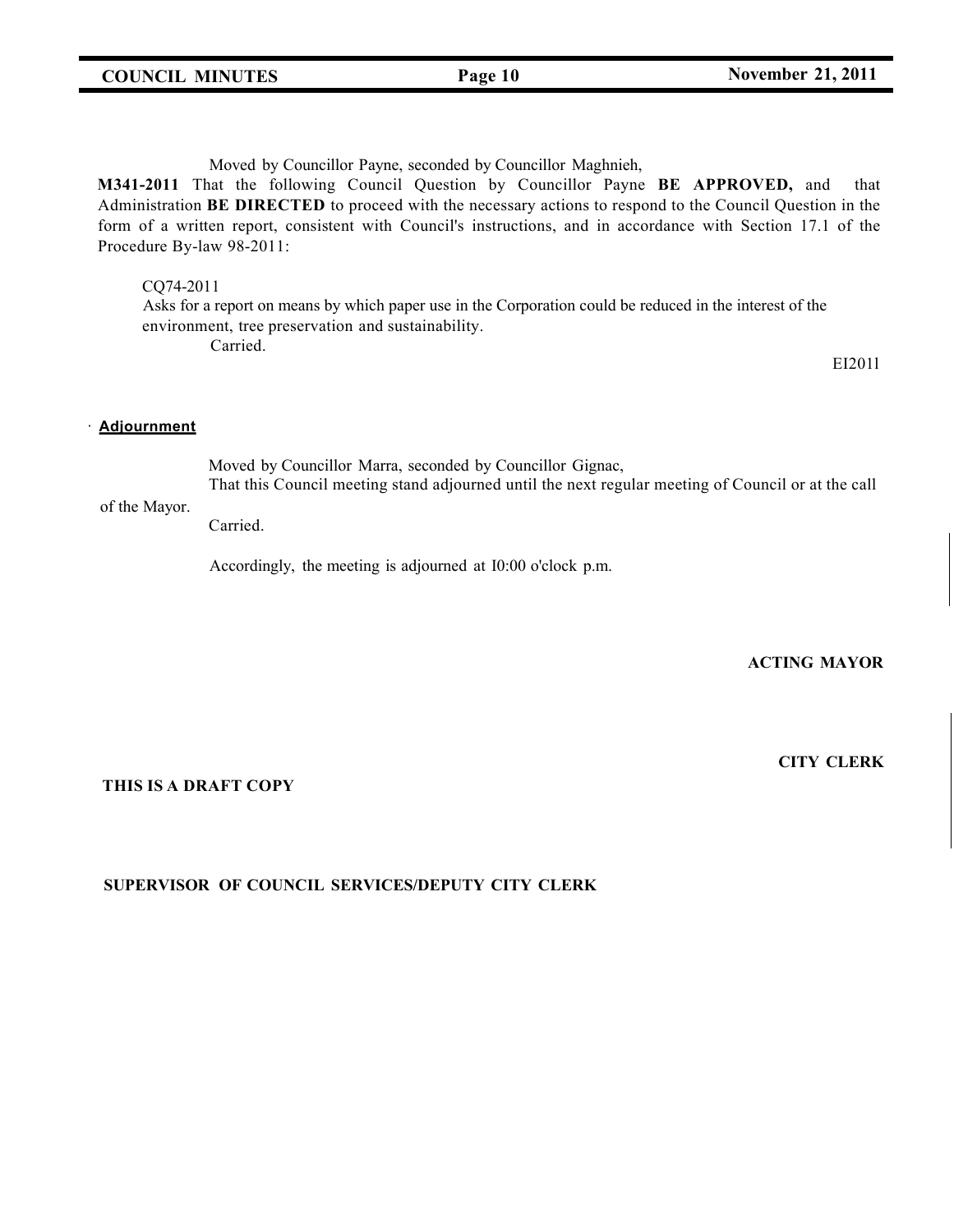Moved by Councillor Payne, seconded by Councillor Maghnieh,

**M341-2011** That the following Council Question by Councillor Payne **BE APPROVED,** and that Administration **BE DIRECTED** to proceed with the necessary actions to respond to the Council Question in the form of a written report, consistent with Council's instructions, and in accordance with Section 17.1 of the Procedure By-law 98-2011:

CQ74-2011
Asks for a report on means by which paper use in the Corporation could be reduced in the interest of the environment, tree preservation and sustainability.
Carried.

EI2011

## Adjournment

Moved by Councillor Marra, seconded by Councillor Gignac,
That this Council meeting stand adjourned until the next regular meeting of Council or at the call of the Mayor.
Carried.

Accordingly, the meeting is adjourned at I0:00 o'clock p.m.

**ACTING MAYOR**

**CITY CLERK**

**THIS IS A DRAFT COPY**

**SUPERVISOR OF COUNCIL SERVICES/DEPUTY CITY CLERK**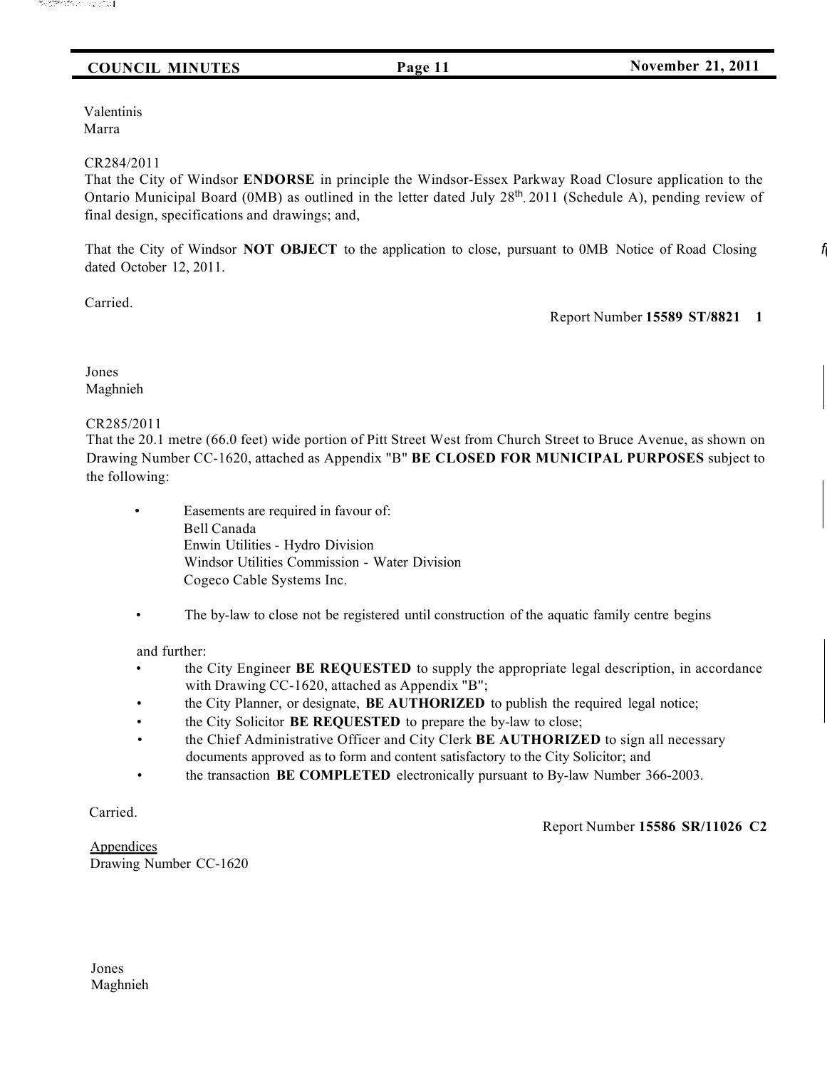Valentinis
Marra

CR284/2011
That the City of Windsor **ENDORSE** in principle the Windsor-Essex Parkway Road Closure application to the Ontario Municipal Board (0MB) as outlined in the letter dated July 28th, 2011 (Schedule A), pending review of final design, specifications and drawings; and,

That the City of Windsor **NOT OBJECT** to the application to close, pursuant to 0MB Notice of Road Closing dated October 12, 2011.

Carried.

Report Number **15589 ST/8821 1**

Jones
Maghnieh

CR285/2011
That the 20.1 metre (66.0 feet) wide portion of Pitt Street West from Church Street to Bruce Avenue, as shown on Drawing Number CC-1620, attached as Appendix "B" **BE CLOSED FOR MUNICIPAL PURPOSES** subject to the following:

- Easements are required in favour of:
  Bell Canada
  Enwin Utilities - Hydro Division
  Windsor Utilities Commission - Water Division
  Cogeco Cable Systems Inc.
- The by-law to close not be registered until construction of the aquatic family centre begins

and further:

- the City Engineer **BE REQUESTED** to supply the appropriate legal description, in accordance with Drawing CC-1620, attached as Appendix "B";
- the City Planner, or designate, **BE AUTHORIZED** to publish the required legal notice;
- the City Solicitor **BE REQUESTED** to prepare the by-law to close;
- the Chief Administrative Officer and City Clerk **BE AUTHORIZED** to sign all necessary documents approved as to form and content satisfactory to the City Solicitor; and
- the transaction **BE COMPLETED** electronically pursuant to By-law Number 366-2003.

Carried.

Report Number **15586 SR/11026 C2**

Appendices
Drawing Number CC-1620

Jones
Maghnieh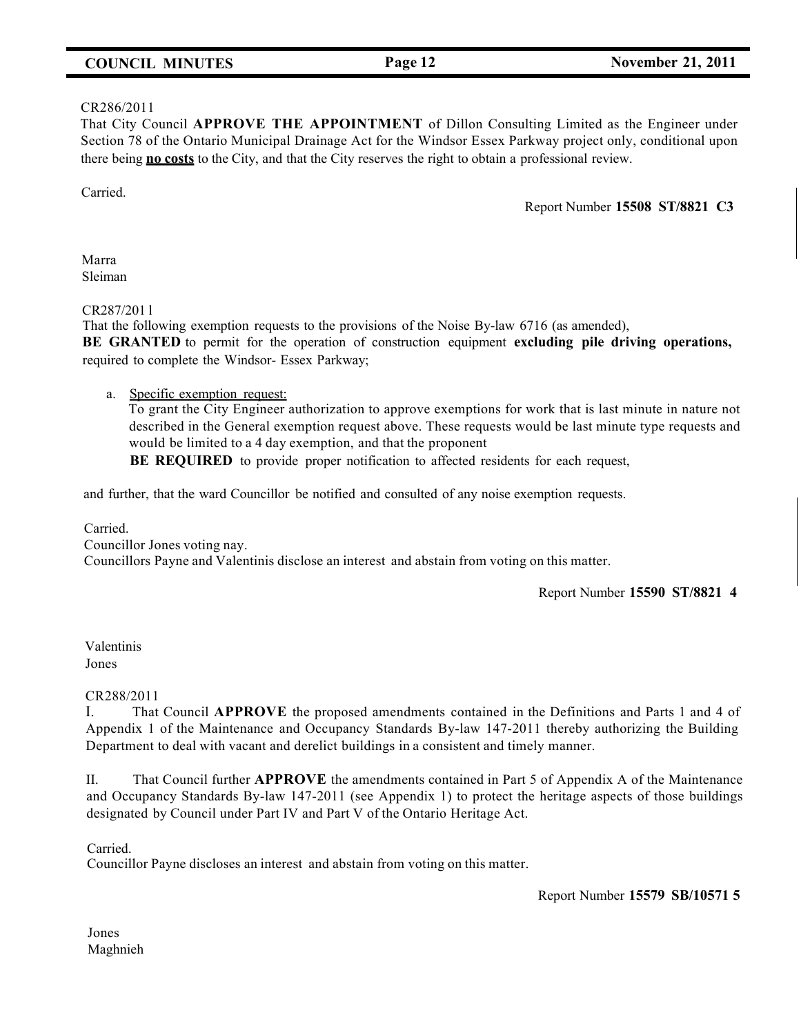CR286/2011
That City Council **APPROVE THE APPOINTMENT** of Dillon Consulting Limited as the Engineer under Section 78 of the Ontario Municipal Drainage Act for the Windsor Essex Parkway project only, conditional upon there being **no costs** to the City, and that the City reserves the right to obtain a professional review.

Carried.

Report Number **15508 ST/8821 C3**

Marra
Sleiman

CR287/2011
That the following exemption requests to the provisions of the Noise By-law 6716 (as amended), **BE GRANTED** to permit for the operation of construction equipment **excluding pile driving operations,** required to complete the Windsor- Essex Parkway;

a. Specific exemption request:
To grant the City Engineer authorization to approve exemptions for work that is last minute in nature not described in the General exemption request above. These requests would be last minute type requests and would be limited to a 4 day exemption, and that the proponent
**BE REQUIRED** to provide proper notification to affected residents for each request,

and further, that the ward Councillor be notified and consulted of any noise exemption requests.

Carried.
Councillor Jones voting nay.
Councillors Payne and Valentinis disclose an interest and abstain from voting on this matter.

Report Number **15590 ST/8821 4**

Valentinis
Jones

CR288/2011
I. That Council **APPROVE** the proposed amendments contained in the Definitions and Parts 1 and 4 of Appendix 1 of the Maintenance and Occupancy Standards By-law 147-2011 thereby authorizing the Building Department to deal with vacant and derelict buildings in a consistent and timely manner.

II. That Council further **APPROVE** the amendments contained in Part 5 of Appendix A of the Maintenance and Occupancy Standards By-law 147-2011 (see Appendix 1) to protect the heritage aspects of those buildings designated by Council under Part IV and Part V of the Ontario Heritage Act.

Carried.
Councillor Payne discloses an interest and abstain from voting on this matter.

Report Number **15579 SB/10571 5**

Jones
Maghnieh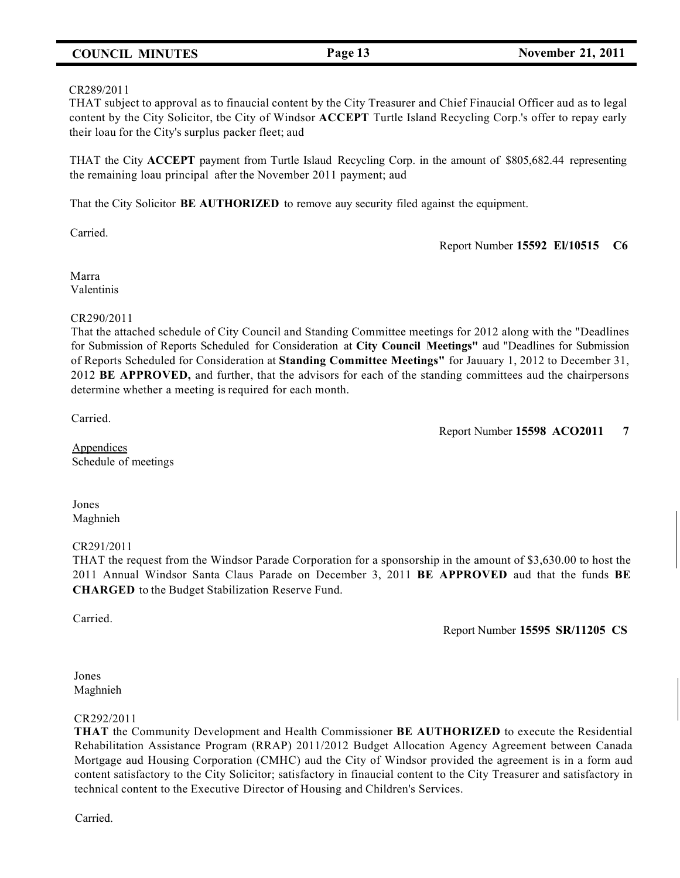CR289/2011

THAT subject to approval as to finaucial content by the City Treasurer and Chief Finaucial Officer aud as to legal content by the City Solicitor, tbe City of Windsor **ACCEPT** Turtle Island Recycling Corp.'s offer to repay early their loau for the City's surplus packer fleet; aud

THAT the City **ACCEPT** payment from Turtle Islaud Recycling Corp. in the amount of $805,682.44 representing the remaining loau principal after the November 2011 payment; aud

That the City Solicitor **BE AUTHORIZED** to remove auy security filed against the equipment.

Carried.

Report Number **15592 El/10515 C6**

Marra
Valentinis

CR290/2011

That the attached schedule of City Council and Standing Committee meetings for 2012 along with the "Deadlines for Submission of Reports Scheduled for Consideration at **City Council Meetings"** aud "Deadlines for Submission of Reports Scheduled for Consideration at **Standing Committee Meetings"** for Jauuary 1, 2012 to December 31, 2012 **BE APPROVED,** and further, that the advisors for each of the standing committees aud the chairpersons determine whether a meeting is required for each month.

Carried.

Report Number **15598 ACO2011 7**

Appendices
Schedule of meetings

Jones
Maghnieh

CR291/2011

THAT the request from the Windsor Parade Corporation for a sponsorship in the amount of $3,630.00 to host the 2011 Annual Windsor Santa Claus Parade on December 3, 2011 **BE APPROVED** aud that the funds **BE CHARGED** to the Budget Stabilization Reserve Fund.

Carried.

Report Number **15595 SR/11205 CS**

Jones
Maghnieh

CR292/2011

**THAT** the Community Development and Health Commissioner **BE AUTHORIZED** to execute the Residential Rehabilitation Assistance Program (RRAP) 2011/2012 Budget Allocation Agency Agreement between Canada Mortgage aud Housing Corporation (CMHC) aud the City of Windsor provided the agreement is in a form aud content satisfactory to the City Solicitor; satisfactory in finaucial content to the City Treasurer and satisfactory in technical content to the Executive Director of Housing and Children's Services.

Carried.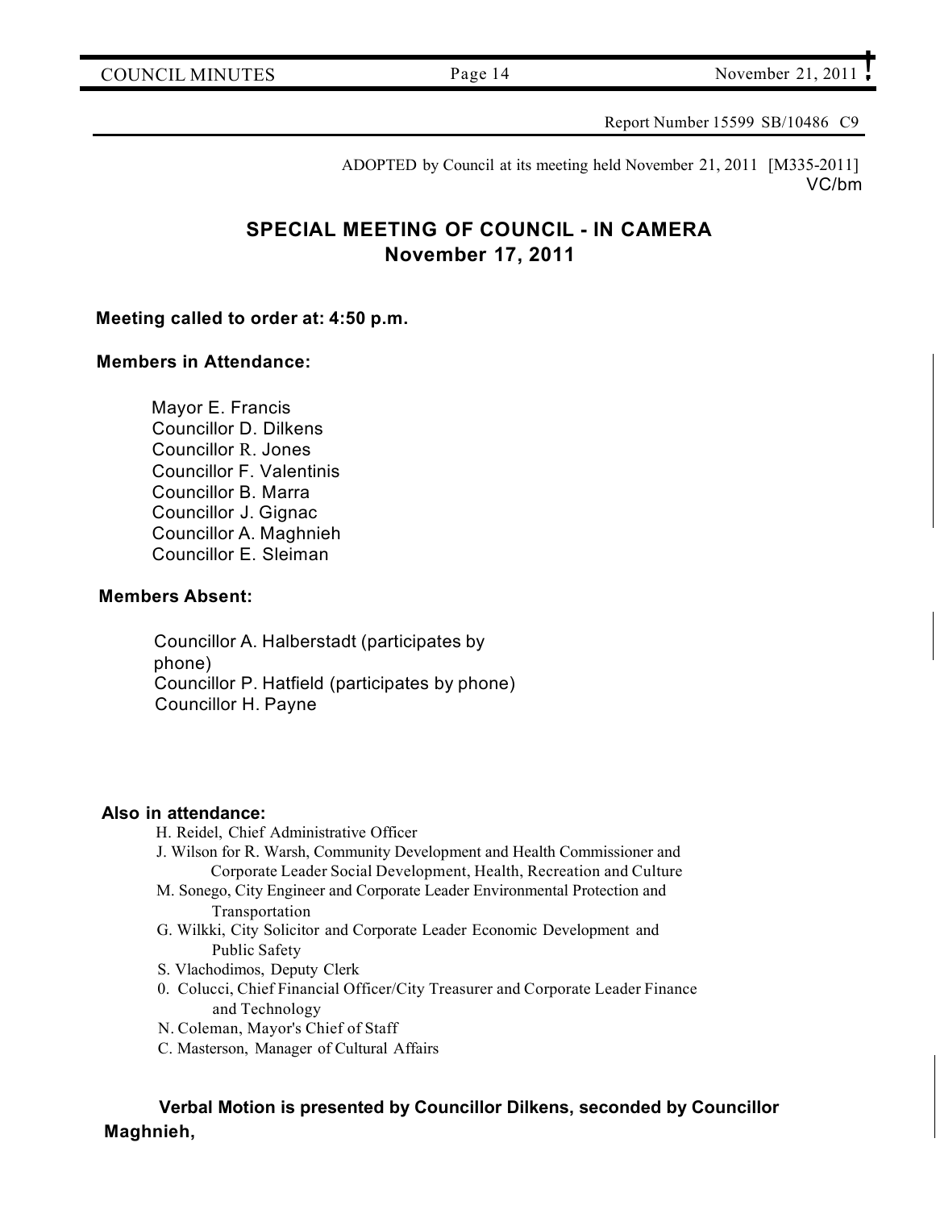Report Number 15599 SB/10486 C9

ADOPTED by Council at its meeting held November 21, 2011 [M335-2011]
VC/bm

## SPECIAL MEETING OF COUNCIL - IN CAMERA
## November 17, 2011

**Meeting called to order at: 4:50 p.m.**

**Members in Attendance:**

Mayor E. Francis
Councillor D. Dilkens
Councillor R. Jones
Councillor F. Valentinis
Councillor B. Marra
Councillor J. Gignac
Councillor A. Maghnieh
Councillor E. Sleiman

**Members Absent:**

Councillor A. Halberstadt (participates by phone)
Councillor P. Hatfield (participates by phone)
Councillor H. Payne

**Also in attendance:**

H. Reidel, Chief Administrative Officer
J. Wilson for R. Warsh, Community Development and Health Commissioner and Corporate Leader Social Development, Health, Recreation and Culture
M. Sonego, City Engineer and Corporate Leader Environmental Protection and Transportation
G. Wilkki, City Solicitor and Corporate Leader Economic Development and Public Safety
S. Vlachodimos, Deputy Clerk
0. Colucci, Chief Financial Officer/City Treasurer and Corporate Leader Finance and Technology
N. Coleman, Mayor's Chief of Staff
C. Masterson, Manager of Cultural Affairs

**Verbal Motion is presented by Councillor Dilkens, seconded by Councillor Maghnieh,**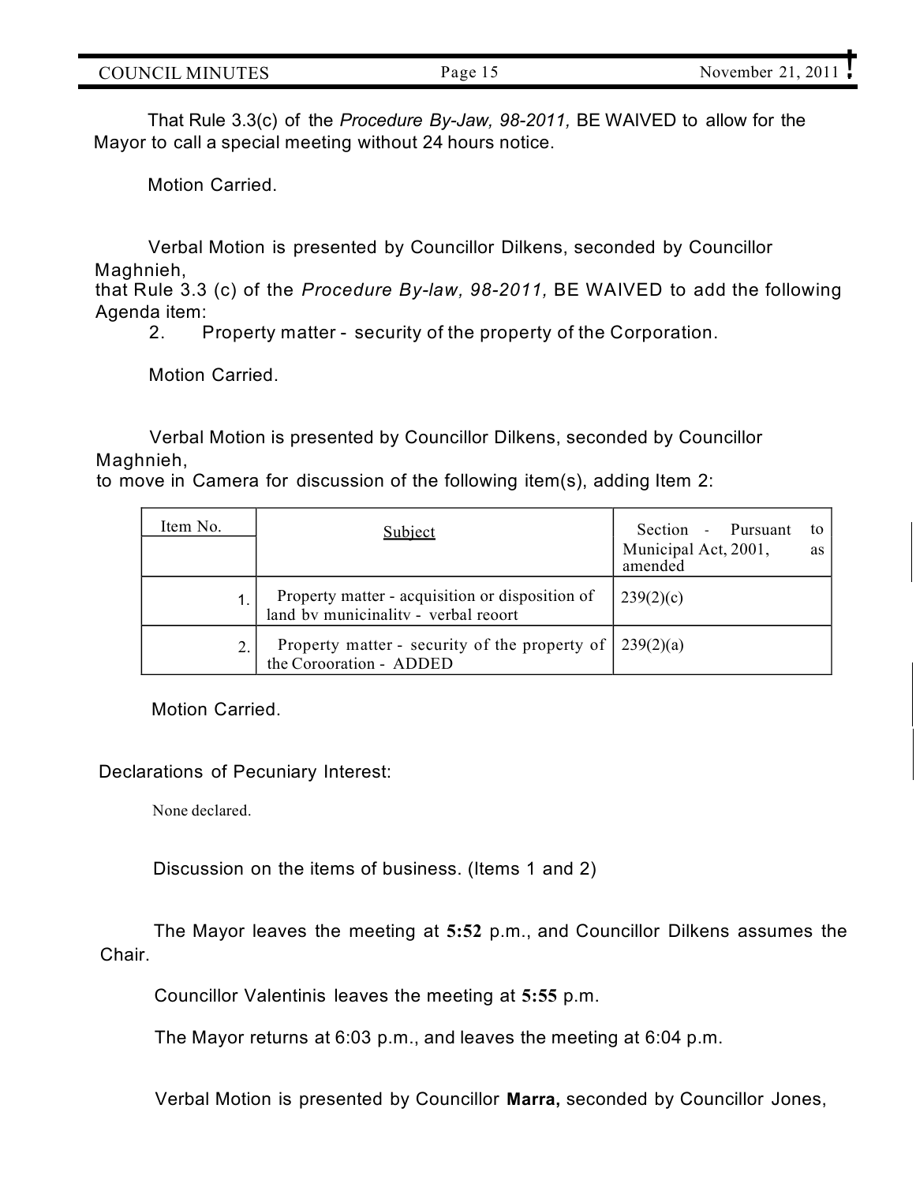That Rule 3.3(c) of the *Procedure By-Jaw, 98-2011,* BE WAIVED to allow for the Mayor to call a special meeting without 24 hours notice.

Motion Carried.

Verbal Motion is presented by Councillor Dilkens, seconded by Councillor Maghnieh, that Rule 3.3 (c) of the *Procedure By-law, 98-2011,* BE WAIVED to add the following Agenda item:

2. Property matter - security of the property of the Corporation.

Motion Carried.

Verbal Motion is presented by Councillor Dilkens, seconded by Councillor Maghnieh, to move in Camera for discussion of the following item(s), adding Item 2:

| Item No. | Subject | Section - Pursuant to Municipal Act, 2001, as amended |
|---|---|---|
| 1. | Property matter - acquisition or disposition of land bv municinalitv - verbal reoort | 239(2)(c) |
| 2. | Property matter - security of the property of the Coroorationn - ADDED | 239(2)(a) |

Motion Carried.

Declarations of Pecuniary Interest:

None declared.

Discussion on the items of business. (Items 1 and 2)

The Mayor leaves the meeting at **5:52** p.m., and Councillor Dilkens assumes the Chair.

Councillor Valentinis leaves the meeting at **5:55** p.m.

The Mayor returns at 6:03 p.m., and leaves the meeting at 6:04 p.m.

Verbal Motion is presented by Councillor **Marra,** seconded by Councillor Jones,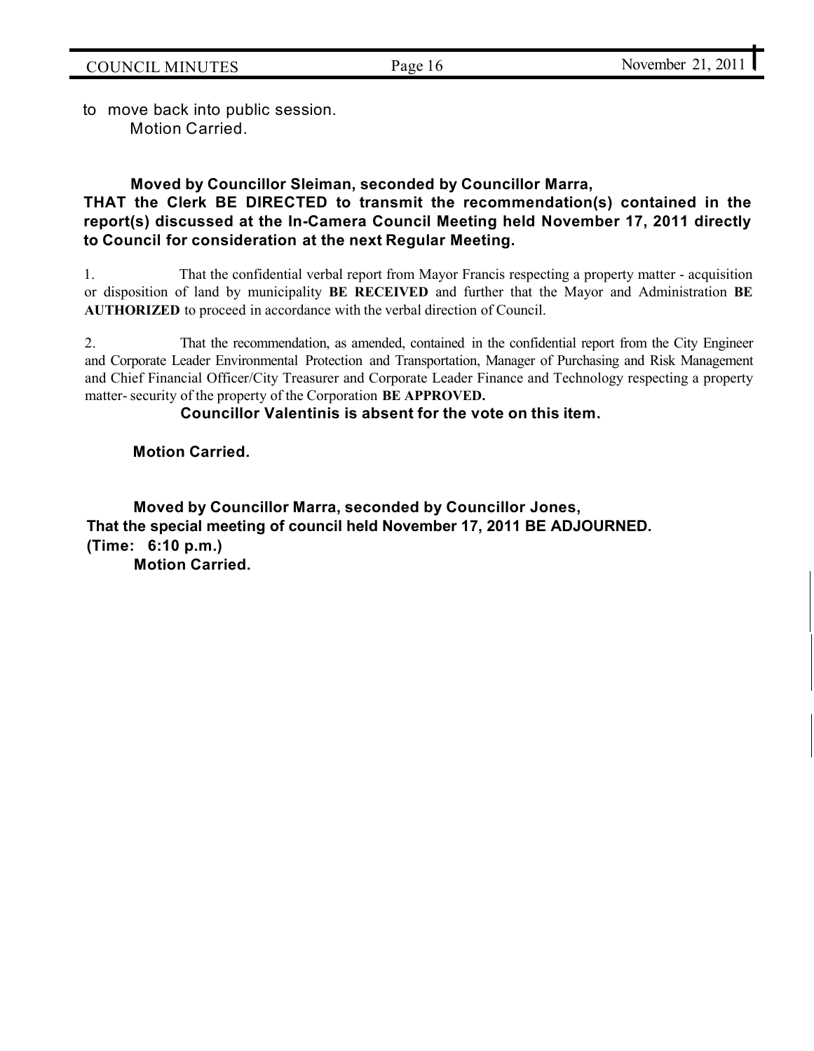to move back into public session.
Motion Carried.

**Moved by Councillor Sleiman, seconded by Councillor Marra,**
**THAT the Clerk BE DIRECTED to transmit the recommendation(s) contained in the report(s) discussed at the In-Camera Council Meeting held November 17, 2011 directly to Council for consideration at the next Regular Meeting.**

1. That the confidential verbal report from Mayor Francis respecting a property matter - acquisition or disposition of land by municipality **BE RECEIVED** and further that the Mayor and Administration **BE AUTHORIZED** to proceed in accordance with the verbal direction of Council.

2. That the recommendation, as amended, contained in the confidential report from the City Engineer and Corporate Leader Environmental Protection and Transportation, Manager of Purchasing and Risk Management and Chief Financial Officer/City Treasurer and Corporate Leader Finance and Technology respecting a property matter- security of the property of the Corporation **BE APPROVED.**

**Councillor Valentinis is absent for the vote on this item.**

**Motion Carried.**

**Moved by Councillor Marra, seconded by Councillor Jones,**
**That the special meeting of council held November 17, 2011 BE ADJOURNED.**
**(Time: 6:10 p.m.)**
**Motion Carried.**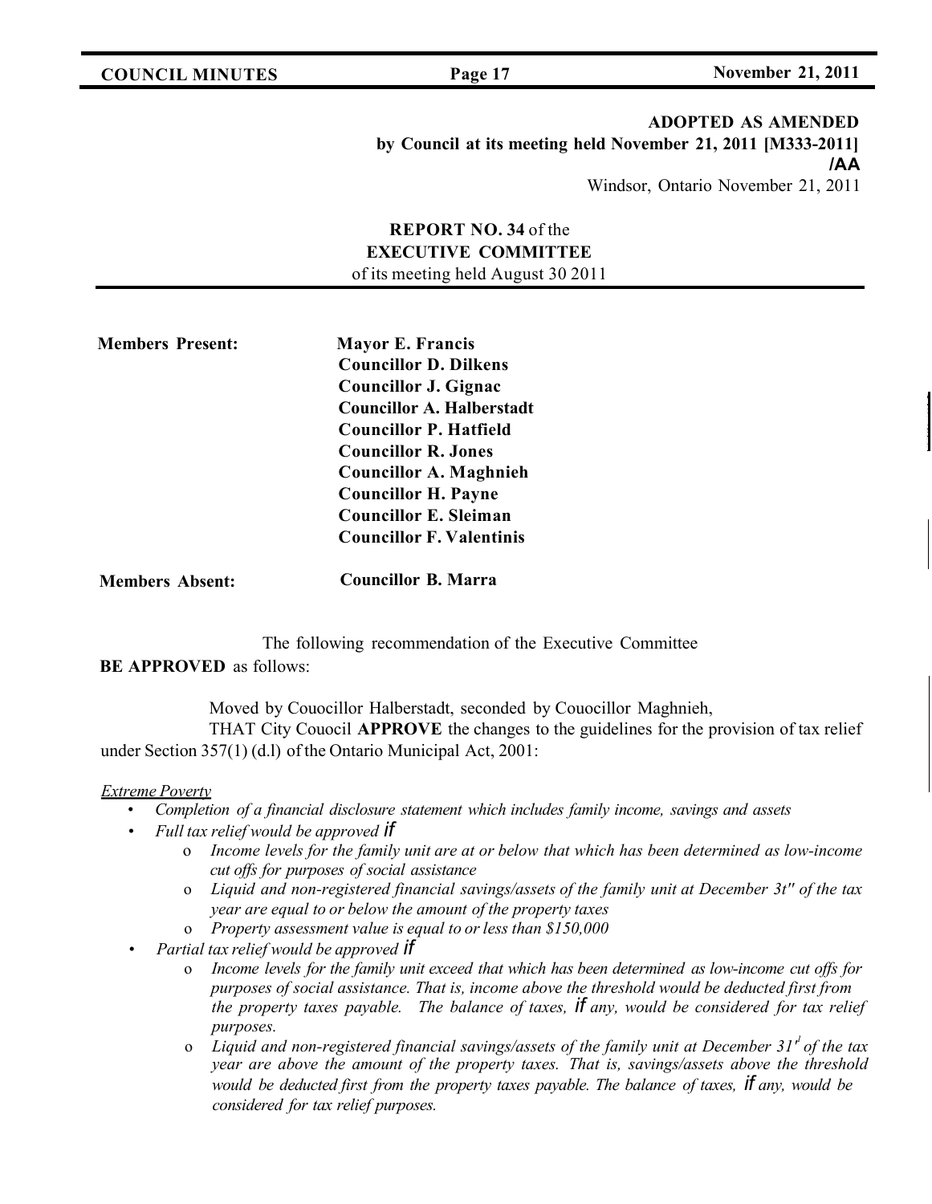**ADOPTED AS AMENDED**
**by Council at its meeting held November 21, 2011 [M333-2011]**
**/AA**
Windsor, Ontario November 21, 2011

**REPORT NO. 34** of the
**EXECUTIVE COMMITTEE**
of its meeting held August 30 2011

**Members Present:** **Mayor E. Francis**
**Councillor D. Dilkens**
**Councillor J. Gignac**
**Councillor A. Halberstadt**
**Councillor P. Hatfield**
**Councillor R. Jones**
**Councillor A. Maghnieh**
**Councillor H. Payne**
**Councillor E. Sleiman**
**Councillor F. Valentinis**

**Members Absent:** **Councillor B. Marra**

The following recommendation of the Executive Committee **BE APPROVED** as follows:

Moved by Couocillor Halberstadt, seconded by Couocillor Maghnieh,

THAT City Couocil **APPROVE** the changes to the guidelines for the provision of tax relief under Section 357(1) (d.l) of the Ontario Municipal Act, 2001:

*Extreme Poverty*

- *Completion of a financial disclosure statement which includes family income, savings and assets*
- *Full tax relief would be approved if*
  - *Income levels for the family unit are at or below that which has been determined as low-income cut offs for purposes of social assistance*
  - *Liquid and non-registered financial savings/assets of the family unit at December 3t" of the tax year are equal to or below the amount of the property taxes*
  - *Property assessment value is equal to or less than $150,000*
- *Partial tax relief would be approved if*
  - *Income levels for the family unit exceed that which has been determined as low-income cut offs for purposes of social assistance. That is, income above the threshold would be deducted first from the property taxes payable. The balance of taxes, if any, would be considered for tax relief purposes.*
  - *Liquid and non-registered financial savings/assets of the family unit at December 31st of the tax year are above the amount of the property taxes. That is, savings/assets above the threshold would be deducted first from the property taxes payable. The balance of taxes, if any, would be considered for tax relief purposes.*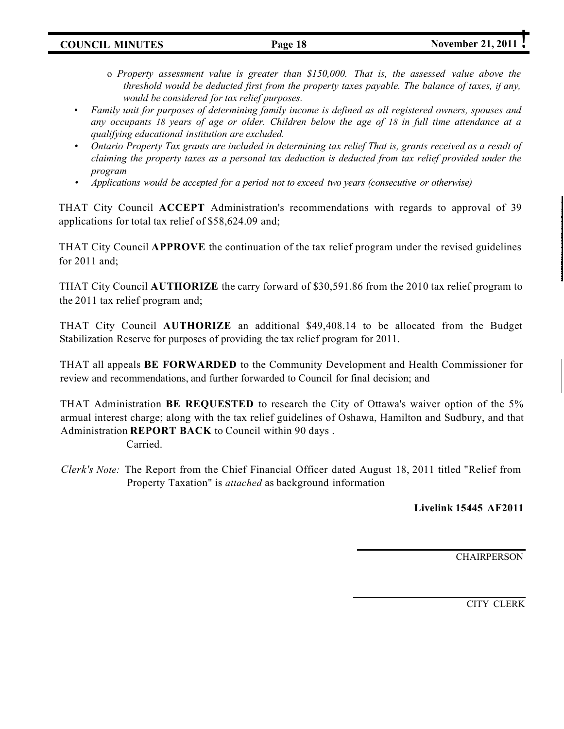- *Property assessment value is greater than $150,000. That is, the assessed value above the threshold would be deducted first from the property taxes payable. The balance of taxes, if any, would be considered for tax relief purposes.*

- *Family unit for purposes of determining family income is defined as all registered owners, spouses and any occupants 18 years of age or older. Children below the age of 18 in full time attendance at a qualifying educational institution are excluded.*
- *Ontario Property Tax grants are included in determining tax relief That is, grants received as a result of claiming the property taxes as a personal tax deduction is deducted from tax relief provided under the program*
- *Applications would be accepted for a period not to exceed two years (consecutive or otherwise)*

THAT City Council **ACCEPT** Administration's recommendations with regards to approval of 39 applications for total tax relief of $58,624.09 and;

THAT City Council **APPROVE** the continuation of the tax relief program under the revised guidelines for 2011 and;

THAT City Council **AUTHORIZE** the carry forward of $30,591.86 from the 2010 tax relief program to the 2011 tax relief program and;

THAT City Council **AUTHORIZE** an additional $49,408.14 to be allocated from the Budget Stabilization Reserve for purposes of providing the tax relief program for 2011.

THAT all appeals **BE FORWARDED** to the Community Development and Health Commissioner for review and recommendations, and further forwarded to Council for final decision; and

THAT Administration **BE REQUESTED** to research the City of Ottawa's waiver option of the 5% armual interest charge; along with the tax relief guidelines of Oshawa, Hamilton and Sudbury, and that Administration **REPORT BACK** to Council within 90 days .

Carried.

*Clerk's Note:* The Report from the Chief Financial Officer dated August 18, 2011 titled "Relief from Property Taxation" is *attached* as background information

**Livelink 15445 AF2011**

CHAIRPERSON

CITY CLERK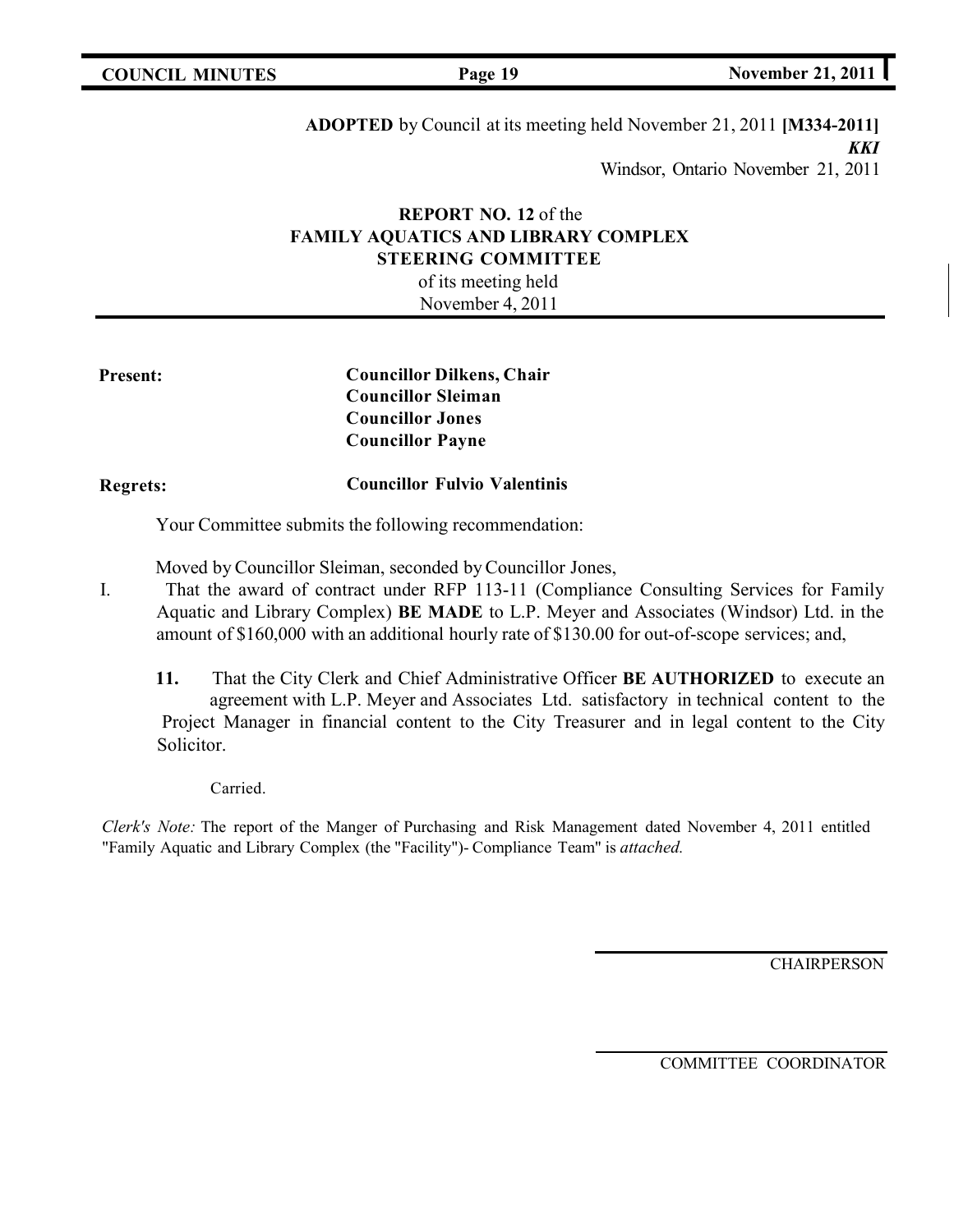**ADOPTED** by Council at its meeting held November 21, 2011 **[M334-2011]**
***KKI***
Windsor, Ontario November 21, 2011

**REPORT NO. 12** of the
**FAMILY AQUATICS AND LIBRARY COMPLEX**
**STEERING COMMITTEE**
of its meeting held
November 4, 2011

**Present:** **Councillor Dilkens, Chair**
**Councillor Sleiman**
**Councillor Jones**
**Councillor Payne**

**Regrets:** **Councillor Fulvio Valentinis**

Your Committee submits the following recommendation:

Moved by Councillor Sleiman, seconded by Councillor Jones,

I. That the award of contract under RFP 113-11 (Compliance Consulting Services for Family Aquatic and Library Complex) **BE MADE** to L.P. Meyer and Associates (Windsor) Ltd. in the amount of $160,000 with an additional hourly rate of $130.00 for out-of-scope services; and,

**11.** That the City Clerk and Chief Administrative Officer **BE AUTHORIZED** to execute an agreement with L.P. Meyer and Associates Ltd. satisfactory in technical content to the Project Manager in financial content to the City Treasurer and in legal content to the City Solicitor.

Carried.

*Clerk's Note:* The report of the Manger of Purchasing and Risk Management dated November 4, 2011 entitled "Family Aquatic and Library Complex (the "Facility")- Compliance Team" is *attached.*

CHAIRPERSON

COMMITTEE COORDINATOR